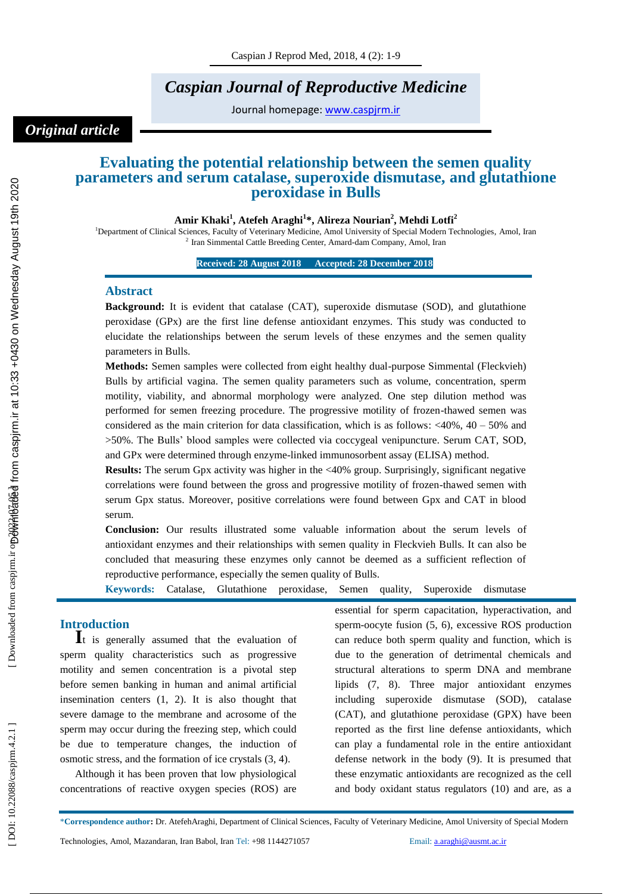*Original article*

# Evaluating the potential relationship between the semen quality parameters and serum catalase, superoxide dismutase, and glutathione peroxidase in Bulls

**Amir Khaki[1], Atefeh Araghi[1]\*, Alireza Nourian[2], Mehdi Lotfi[2]**

[1]Department of Clinical Sciences, Faculty of Veterinary Medicine, Amol University of Special Modern Technologies, Amol, Iran
[2] Iran Simmental Cattle Breeding Center, Amard-dam Company, Amol, Iran

**Received: 28 August 2018 Accepted: 28 December 2018**

## Abstract

**Background:** It is evident that catalase (CAT), superoxide dismutase (SOD), and glutathione peroxidase (GPx) are the first line defense antioxidant enzymes. This study was conducted to elucidate the relationships between the serum levels of these enzymes and the semen quality parameters in Bulls.

**Methods:** Semen samples were collected from eight healthy dual-purpose Simmental (Fleckvieh) Bulls by artificial vagina. The semen quality parameters such as volume, concentration, sperm motility, viability, and abnormal morphology were analyzed. One step dilution method was performed for semen freezing procedure. The progressive motility of frozen-thawed semen was considered as the main criterion for data classification, which is as follows: <40%, 40 – 50% and >50%. The Bulls' blood samples were collected via coccygeal venipuncture. Serum CAT, SOD, and GPx were determined through enzyme-linked immunosorbent assay (ELISA) method.

**Results:** The serum Gpx activity was higher in the <40% group. Surprisingly, significant negative correlations were found between the gross and progressive motility of frozen-thawed semen with serum Gpx status. Moreover, positive correlations were found between Gpx and CAT in blood serum.

**Conclusion:** Our results illustrated some valuable information about the serum levels of antioxidant enzymes and their relationships with semen quality in Fleckvieh Bulls. It can also be concluded that measuring these enzymes only cannot be deemed as a sufficient reflection of reproductive performance, especially the semen quality of Bulls.

**Keywords:** Catalase, Glutathione peroxidase, Semen quality, Superoxide dismutase

## Introduction

It is generally assumed that the evaluation of sperm quality characteristics such as progressive motility and semen concentration is a pivotal step before semen banking in human and animal artificial insemination centers (1, 2). It is also thought that severe damage to the membrane and acrosome of the sperm may occur during the freezing step, which could be due to temperature changes, the induction of osmotic stress, and the formation of ice crystals (3, 4).

Although it has been proven that low physiological concentrations of reactive oxygen species (ROS) are essential for sperm capacitation, hyperactivation, and sperm-oocyte fusion (5, 6), excessive ROS production can reduce both sperm quality and function, which is due to the generation of detrimental chemicals and structural alterations to sperm DNA and membrane lipids (7, 8). Three major antioxidant enzymes including superoxide dismutase (SOD), catalase (CAT), and glutathione peroxidase (GPX) have been reported as the first line defense antioxidants, which can play a fundamental role in the entire antioxidant defense network in the body (9). It is presumed that these enzymatic antioxidants are recognized as the cell and body oxidant status regulators (10) and are, as a

\***Correspondence author:** Dr. AtefehAraghi, Department of Clinical Sciences, Faculty of Veterinary Medicine, Amol University of Special Modern Technologies, Amol, Mazandaran, Iran Babol, Iran Tel: +98 1144271057 Email: a.araghi@ausmt.ac.ir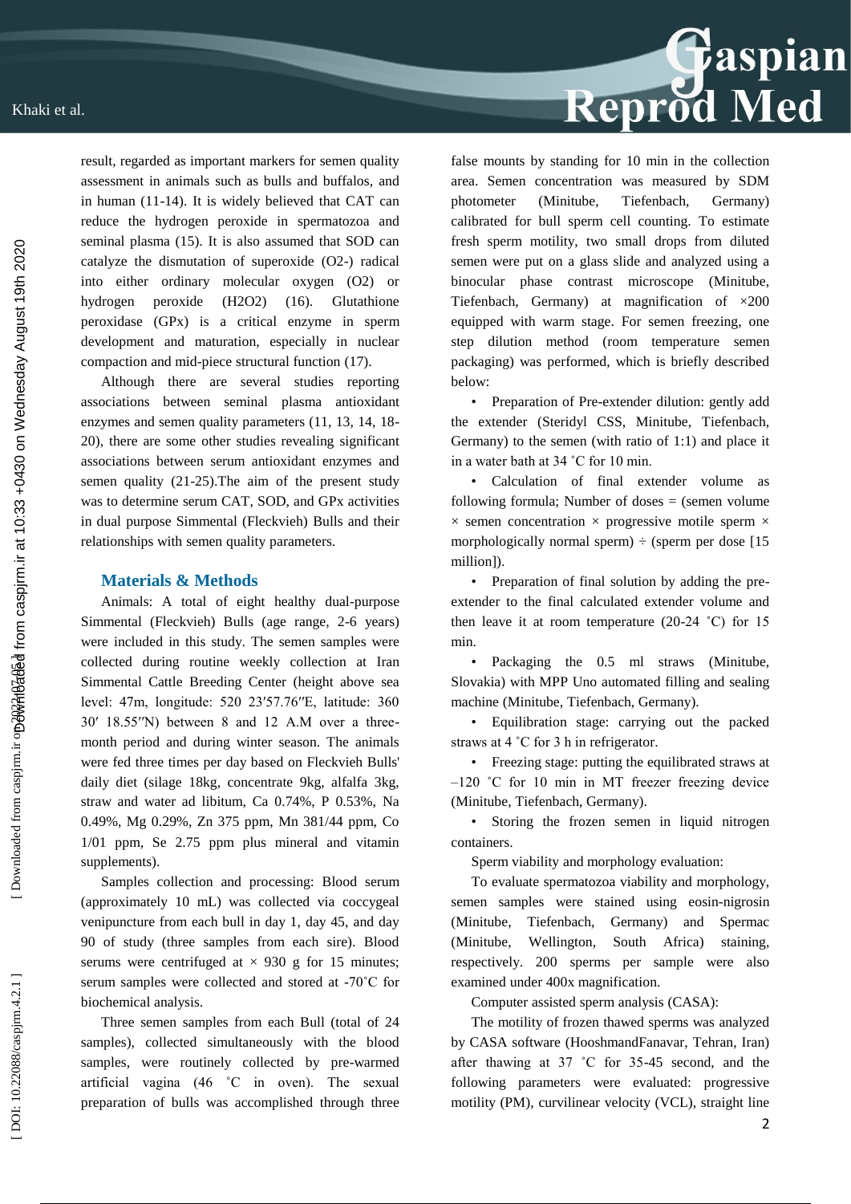result, regarded as important markers for semen quality assessment in animals such as bulls and buffalos, and in human (11-14). It is widely believed that CAT can reduce the hydrogen peroxide in spermatozoa and seminal plasma (15). It is also assumed that SOD can catalyze the dismutation of superoxide ($O_2$-) radical into either ordinary molecular oxygen ($O_2$) or hydrogen peroxide ($H_2O_2$) (16). Glutathione peroxidase (GPx) is a critical enzyme in sperm development and maturation, especially in nuclear compaction and mid-piece structural function (17).

Although there are several studies reporting associations between seminal plasma antioxidant enzymes and semen quality parameters (11, 13, 14, 18-20), there are some other studies revealing significant associations between serum antioxidant enzymes and semen quality (21-25).The aim of the present study was to determine serum CAT, SOD, and GPx activities in dual purpose Simmental (Fleckvieh) Bulls and their relationships with semen quality parameters.

## Materials & Methods

Animals: A total of eight healthy dual-purpose Simmental (Fleckvieh) Bulls (age range, 2-6 years) were included in this study. The semen samples were collected during routine weekly collection at Iran Simmental Cattle Breeding Center (height above sea level: 47m, longitude: 520 23′57.76″E, latitude: 360 30′ 18.55″N) between 8 and 12 A.M over a three-month period and during winter season. The animals were fed three times per day based on Fleckvieh Bulls' daily diet (silage 18kg, concentrate 9kg, alfalfa 3kg, straw and water ad libitum, Ca 0.74%, P 0.53%, Na 0.49%, Mg 0.29%, Zn 375 ppm, Mn 381/44 ppm, Co 1/01 ppm, Se 2.75 ppm plus mineral and vitamin supplements).

Samples collection and processing: Blood serum (approximately 10 mL) was collected via coccygeal venipuncture from each bull in day 1, day 45, and day 90 of study (three samples from each sire). Blood serums were centrifuged at × 930 g for 15 minutes; serum samples were collected and stored at -70˚C for biochemical analysis.

Three semen samples from each Bull (total of 24 samples), collected simultaneously with the blood samples, were routinely collected by pre-warmed artificial vagina (46 ˚C in oven). The sexual preparation of bulls was accomplished through three false mounts by standing for 10 min in the collection area. Semen concentration was measured by SDM photometer (Minitube, Tiefenbach, Germany) calibrated for bull sperm cell counting. To estimate fresh sperm motility, two small drops from diluted semen were put on a glass slide and analyzed using a binocular phase contrast microscope (Minitube, Tiefenbach, Germany) at magnification of ×200 equipped with warm stage. For semen freezing, one step dilution method (room temperature semen packaging) was performed, which is briefly described below:

- Preparation of Pre-extender dilution: gently add the extender (Steridyl CSS, Minitube, Tiefenbach, Germany) to the semen (with ratio of 1:1) and place it in a water bath at 34 ˚C for 10 min.
- Calculation of final extender volume as following formula; Number of doses = (semen volume × semen concentration × progressive motile sperm × morphologically normal sperm) ÷ (sperm per dose [15 million]).
- Preparation of final solution by adding the pre-extender to the final calculated extender volume and then leave it at room temperature (20-24 ˚C) for 15 min.
- Packaging the 0.5 ml straws (Minitube, Slovakia) with MPP Uno automated filling and sealing machine (Minitube, Tiefenbach, Germany).
- Equilibration stage: carrying out the packed straws at 4 ˚C for 3 h in refrigerator.
- Freezing stage: putting the equilibrated straws at –120 ˚C for 10 min in MT freezer freezing device (Minitube, Tiefenbach, Germany).
- Storing the frozen semen in liquid nitrogen containers.

Sperm viability and morphology evaluation:

To evaluate spermatozoa viability and morphology, semen samples were stained using eosin-nigrosin (Minitube, Tiefenbach, Germany) and Spermac (Minitube, Wellington, South Africa) staining, respectively. 200 sperms per sample were also examined under 400x magnification.

Computer assisted sperm analysis (CASA):

The motility of frozen thawed sperms was analyzed by CASA software (HooshmandFanavar, Tehran, Iran) after thawing at 37 ˚C for 35-45 second, and the following parameters were evaluated: progressive motility (PM), curvilinear velocity (VCL), straight line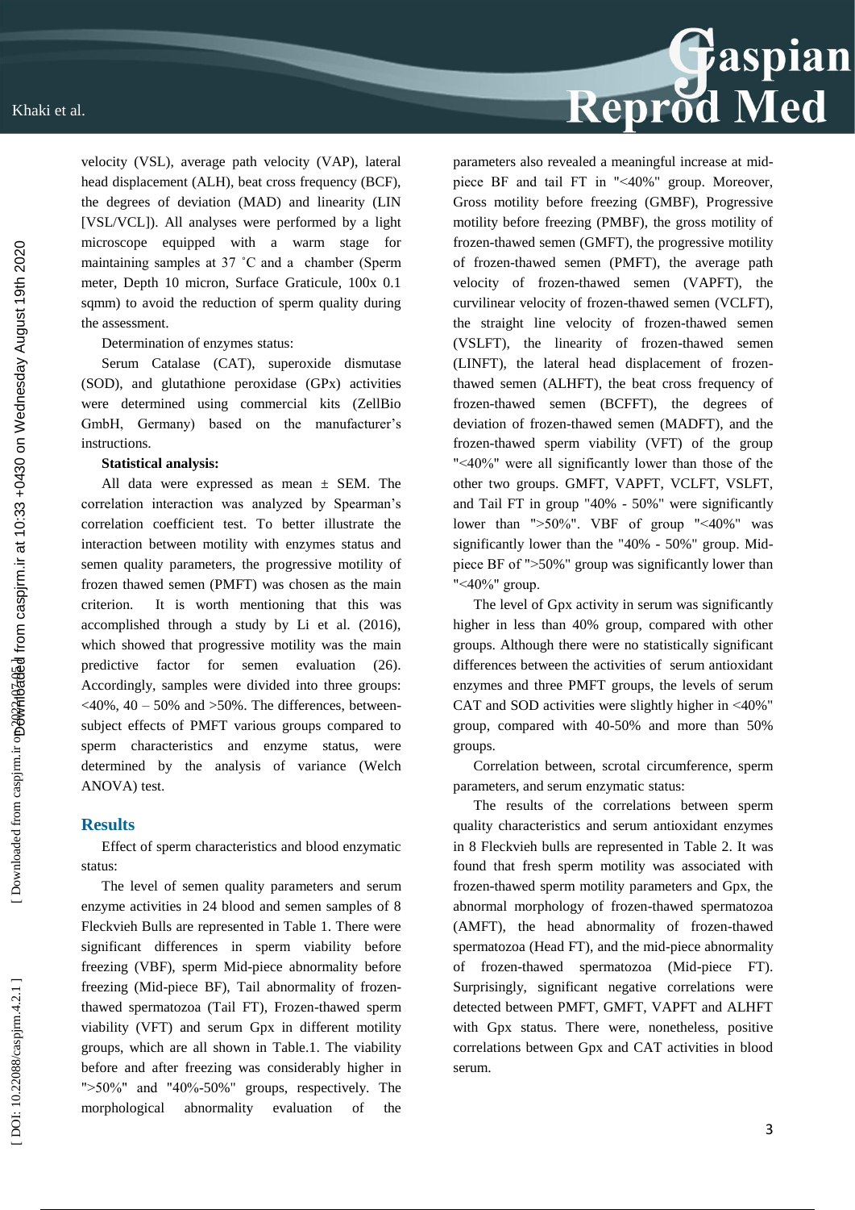velocity (VSL), average path velocity (VAP), lateral head displacement (ALH), beat cross frequency (BCF), the degrees of deviation (MAD) and linearity (LIN [VSL/VCL]). All analyses were performed by a light microscope equipped with a warm stage for maintaining samples at 37 ˚C and a chamber (Sperm meter, Depth 10 micron, Surface Graticule, 100x 0.1 sqmm) to avoid the reduction of sperm quality during the assessment.

Determination of enzymes status:

Serum Catalase (CAT), superoxide dismutase (SOD), and glutathione peroxidase (GPx) activities were determined using commercial kits (ZellBio GmbH, Germany) based on the manufacturer's instructions.

**Statistical analysis:**

All data were expressed as mean ± SEM. The correlation interaction was analyzed by Spearman's correlation coefficient test. To better illustrate the interaction between motility with enzymes status and semen quality parameters, the progressive motility of frozen thawed semen (PMFT) was chosen as the main criterion. It is worth mentioning that this was accomplished through a study by Li et al. (2016), which showed that progressive motility was the main predictive factor for semen evaluation (26). Accordingly, samples were divided into three groups: <40%, 40 – 50% and >50%. The differences, between-subject effects of PMFT various groups compared to sperm characteristics and enzyme status, were determined by the analysis of variance (Welch ANOVA) test.

## Results

Effect of sperm characteristics and blood enzymatic status:

The level of semen quality parameters and serum enzyme activities in 24 blood and semen samples of 8 Fleckvieh Bulls are represented in Table 1. There were significant differences in sperm viability before freezing (VBF), sperm Mid-piece abnormality before freezing (Mid-piece BF), Tail abnormality of frozen-thawed spermatozoa (Tail FT), Frozen-thawed sperm viability (VFT) and serum Gpx in different motility groups, which are all shown in Table.1. The viability before and after freezing was considerably higher in ">50%" and "40%-50%" groups, respectively. The morphological abnormality evaluation of the parameters also revealed a meaningful increase at mid-piece BF and tail FT in "<40%" group. Moreover, Gross motility before freezing (GMBF), Progressive motility before freezing (PMBF), the gross motility of frozen-thawed semen (GMFT), the progressive motility of frozen-thawed semen (PMFT), the average path velocity of frozen-thawed semen (VAPFT), the curvilinear velocity of frozen-thawed semen (VCLFT), the straight line velocity of frozen-thawed semen (VSLFT), the linearity of frozen-thawed semen (LINFT), the lateral head displacement of frozen-thawed semen (ALHFT), the beat cross frequency of frozen-thawed semen (BCFFT), the degrees of deviation of frozen-thawed semen (MADFT), and the frozen-thawed sperm viability (VFT) of the group "<40%" were all significantly lower than those of the other two groups. GMFT, VAPFT, VCLFT, VSLFT, and Tail FT in group "40% - 50%" were significantly lower than ">50%". VBF of group "<40%" was significantly lower than the "40% - 50%" group. Mid-piece BF of ">50%" group was significantly lower than "<40%" group.

The level of Gpx activity in serum was significantly higher in less than 40% group, compared with other groups. Although there were no statistically significant differences between the activities of serum antioxidant enzymes and three PMFT groups, the levels of serum CAT and SOD activities were slightly higher in <40%" group, compared with 40-50% and more than 50% groups.

Correlation between, scrotal circumference, sperm parameters, and serum enzymatic status:

The results of the correlations between sperm quality characteristics and serum antioxidant enzymes in 8 Fleckvieh bulls are represented in Table 2. It was found that fresh sperm motility was associated with frozen-thawed sperm motility parameters and Gpx, the abnormal morphology of frozen-thawed spermatozoa (AMFT), the head abnormality of frozen-thawed spermatozoa (Head FT), and the mid-piece abnormality of frozen-thawed spermatozoa (Mid-piece FT). Surprisingly, significant negative correlations were detected between PMFT, GMFT, VAPFT and ALHFT with Gpx status. There were, nonetheless, positive correlations between Gpx and CAT activities in blood serum.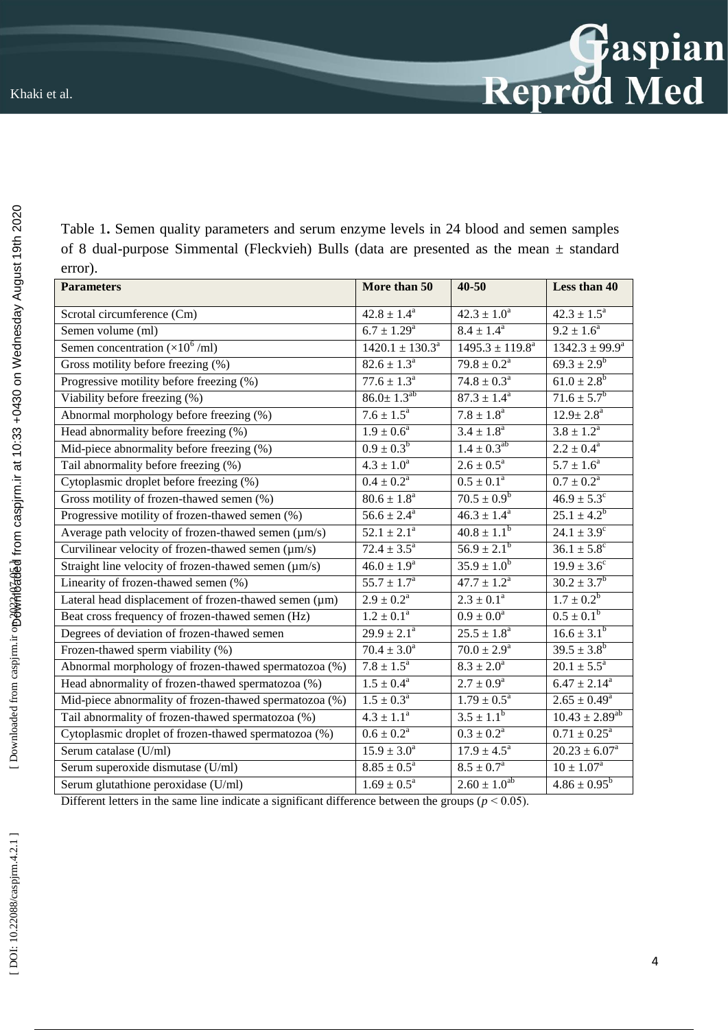Table 1**.** Semen quality parameters and serum enzyme levels in 24 blood and semen samples of 8 dual-purpose Simmental (Fleckvieh) Bulls (data are presented as the mean ± standard error).

| **Parameters** | **More than 50** | **40-50** | **Less than 40** |
|---|---|---|---|
| Scrotal circumference (Cm) | $42.8 \pm 1.4^{a}$ | $42.3 \pm 1.0^{a}$ | $42.3 \pm 1.5^{a}$ |
| Semen volume (ml) | $6.7 \pm 1.29^{a}$ | $8.4 \pm 1.4^{a}$ | $9.2 \pm 1.6^{a}$ |
| Semen concentration ($\times 10^{6}$ /ml) | $1420.1 \pm 130.3^{a}$ | $1495.3 \pm 119.8^{a}$ | $1342.3 \pm 99.9^{a}$ |
| Gross motility before freezing (%) | $82.6 \pm 1.3^{a}$ | $79.8 \pm 0.2^{a}$ | $69.3 \pm 2.9^{b}$ |
| Progressive motility before freezing (%) | $77.6 \pm 1.3^{a}$ | $74.8 \pm 0.3^{a}$ | $61.0 \pm 2.8^{b}$ |
| Viability before freezing (%) | $86.0 \pm 1.3^{ab}$ | $87.3 \pm 1.4^{a}$ | $71.6 \pm 5.7^{b}$ |
| Abnormal morphology before freezing (%) | $7.6 \pm 1.5^{a}$ | $7.8 \pm 1.8^{a}$ | $12.9 \pm 2.8^{a}$ |
| Head abnormality before freezing (%) | $1.9 \pm 0.6^{a}$ | $3.4 \pm 1.8^{a}$ | $3.8 \pm 1.2^{a}$ |
| Mid-piece abnormality before freezing (%) | $0.9 \pm 0.3^{b}$ | $1.4 \pm 0.3^{ab}$ | $2.2 \pm 0.4^{a}$ |
| Tail abnormality before freezing (%) | $4.3 \pm 1.0^{a}$ | $2.6 \pm 0.5^{a}$ | $5.7 \pm 1.6^{a}$ |
| Cytoplasmic droplet before freezing (%) | $0.4 \pm 0.2^{a}$ | $0.5 \pm 0.1^{a}$ | $0.7 \pm 0.2^{a}$ |
| Gross motility of frozen-thawed semen (%) | $80.6 \pm 1.8^{a}$ | $70.5 \pm 0.9^{b}$ | $46.9 \pm 5.3^{c}$ |
| Progressive motility of frozen-thawed semen (%) | $56.6 \pm 2.4^{a}$ | $46.3 \pm 1.4^{a}$ | $25.1 \pm 4.2^{b}$ |
| Average path velocity of frozen-thawed semen (µm/s) | $52.1 \pm 2.1^{a}$ | $40.8 \pm 1.1^{b}$ | $24.1 \pm 3.9^{c}$ |
| Curvilinear velocity of frozen-thawed semen (µm/s) | $72.4 \pm 3.5^{a}$ | $56.9 \pm 2.1^{b}$ | $36.1 \pm 5.8^{c}$ |
| Straight line velocity of frozen-thawed semen (µm/s) | $46.0 \pm 1.9^{a}$ | $35.9 \pm 1.0^{b}$ | $19.9 \pm 3.6^{c}$ |
| Linearity of frozen-thawed semen (%) | $55.7 \pm 1.7^{a}$ | $47.7 \pm 1.2^{a}$ | $30.2 \pm 3.7^{b}$ |
| Lateral head displacement of frozen-thawed semen (µm) | $2.9 \pm 0.2^{a}$ | $2.3 \pm 0.1^{a}$ | $1.7 \pm 0.2^{b}$ |
| Beat cross frequency of frozen-thawed semen (Hz) | $1.2 \pm 0.1^{a}$ | $0.9 \pm 0.0^{a}$ | $0.5 \pm 0.1^{b}$ |
| Degrees of deviation of frozen-thawed semen | $29.9 \pm 2.1^{a}$ | $25.5 \pm 1.8^{a}$ | $16.6 \pm 3.1^{b}$ |
| Frozen-thawed sperm viability (%) | $70.4 \pm 3.0^{a}$ | $70.0 \pm 2.9^{a}$ | $39.5 \pm 3.8^{b}$ |
| Abnormal morphology of frozen-thawed spermatozoa (%) | $7.8 \pm 1.5^{a}$ | $8.3 \pm 2.0^{a}$ | $20.1 \pm 5.5^{a}$ |
| Head abnormality of frozen-thawed spermatozoa (%) | $1.5 \pm 0.4^{a}$ | $2.7 \pm 0.9^{a}$ | $6.47 \pm 2.14^{a}$ |
| Mid-piece abnormality of frozen-thawed spermatozoa (%) | $1.5 \pm 0.3^{a}$ | $1.79 \pm 0.5^{a}$ | $2.65 \pm 0.49^{a}$ |
| Tail abnormality of frozen-thawed spermatozoa (%) | $4.3 \pm 1.1^{a}$ | $3.5 \pm 1.1^{b}$ | $10.43 \pm 2.89^{ab}$ |
| Cytoplasmic droplet of frozen-thawed spermatozoa (%) | $0.6 \pm 0.2^{a}$ | $0.3 \pm 0.2^{a}$ | $0.71 \pm 0.25^{a}$ |
| Serum catalase (U/ml) | $15.9 \pm 3.0^{a}$ | $17.9 \pm 4.5^{a}$ | $20.23 \pm 6.07^{a}$ |
| Serum superoxide dismutase (U/ml) | $8.85 \pm 0.5^{a}$ | $8.5 \pm 0.7^{a}$ | $10 \pm 1.07^{a}$ |
| Serum glutathione peroxidase (U/ml) | $1.69 \pm 0.5^{a}$ | $2.60 \pm 1.0^{ab}$ | $4.86 \pm 0.95^{b}$ |

Different letters in the same line indicate a significant difference between the groups ($p < 0.05$).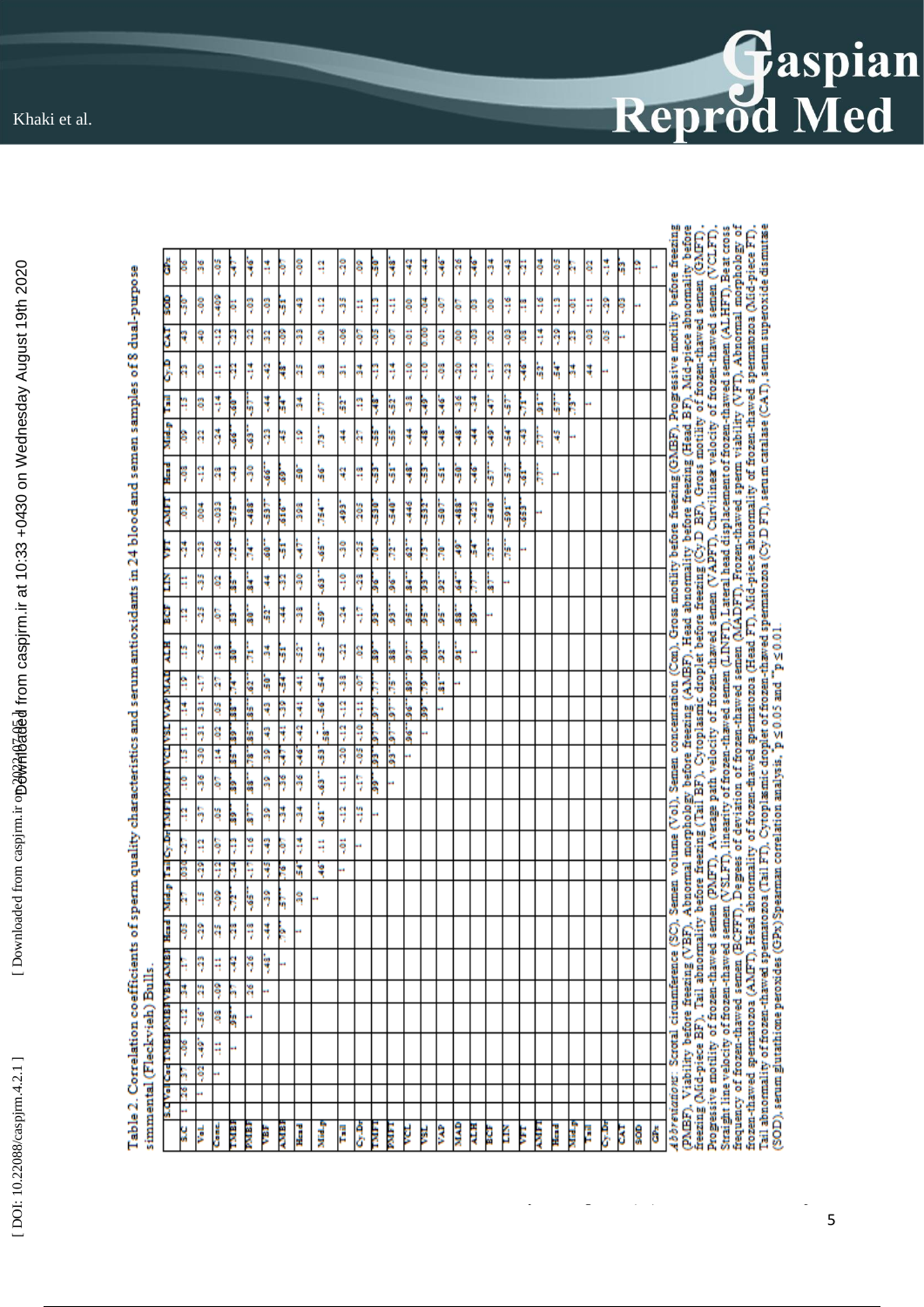Table 2. Correlation coefficients of sperm quality characteristics and serum antioxidants in 24 blood and semen samples of 8 dual-purpose simmental (Fleckvieh) Bulls.

| | S.C | Vol | Con | TMBF | PMBF | VBF | AMBF | Head | Mid-p | Tail | Cy.Dr | TMFT | PMFT | VCL | VSL | VAP | MAD | ALH | BCF | LIN | VFT | AMFT | Head | Mid-p | Tail | Cy.Dr | CAT | SOD | GPx |
|---|---|---|---|---|---|---|---|---|---|---|---|---|---|---|---|---|---|---|---|---|---|---|---|---|---|---|---|---|---|
| S.C | 1 | .26 | .37 | -.06 | -.12 | .34 | .17 | -.03 | .27 | .030 | -.27 | .12 | .10 | .13 | .11 | .14 | .19 | .15 | .12 | .11 | .14 | .03 | -.08 | .09 | .13 | .13 | .43 | -.30* | .06 |
| Vol. | | 1 | -.02 | -.49* | -.56* | .23 | -.23 | -.29 | .15 | -.29 | .12 | -.37 | -.36 | -.30 | -.31 | -.31 | -.17 | -.23 | -.23 | -.35 | -.33 | .004 | -.12 | .22 | .03 | .20 | .40 | -.00 | .36 |
| Conc. | | | 1 | .11 | .08 | -.09 | .11 | .25 | -.09 | -.12 | -.07 | .05 | .07 | .14 | .02 | .05 | .27 | .18 | .07 | .02 | .26 | -.033 | .28 | -.24 | -.14 | .11 | -.12 | -.409 | -.05 |
| TMBF | | | | 1 | .95** | .37 | .42 | .28 | -.72* | -.24 | -.13 | .89** | .89** | .85** | .89** | .88** | .74* | .80** | .83** | .85** | .72* | -.575 | -.43 | -.66* | -.60* | -.22 | -.23 | .01 | -.47 |
| PMBF | | | | | 1 | .26 | -.26 | -.18 | -.65* | -.17 | -.16 | .87** | .88** | .78* | .85** | .85** | .62* | .71** | .80** | .84** | .74* | -.488* | -.30 | -.63** | -.57* | -.14 | -.22 | -.03 | -.46* |
| VBF | | | | | | 1 | -.43* | -.44 | -.39 | -.45 | -.43 | .39 | .39 | .39 | .43 | .43 | .50* | .34 | .52* | .44 | .60* | -.537* | -.66** | -.23 | -.44* | -.42 | .32 | .03 | .14 |
| AMBF | | | | | | | 1 | .79** | .57* | .76* | -.07 | -.34 | -.36 | -.47 | -.41 | -.39 | -.54 | -.51* | -.44 | -.32 | -.51 | .616* | .69** | .43 | .54* | .48* | -.09 | -.51* | -.07 |
| Head | | | | | | | | 1 | .30 | .54 | -.14 | -.34 | -.36 | -.46 | -.42 | -.41 | -.41 | -.52* | -.38 | -.30 | -.47* | .308 | .50* | .19 | .34 | .25 | -.33 | -.43 | -.00 |
| Mid-p | | | | | | | | | 1 | .46* | .11 | -.61* | -.63* | -.53* | -.58* | -.56* | -.54* | -.52* | -.59* | -.63* | -.65* | .754* | .56* | .73** | .77** | .38 | .20 | -.12 | .12 |
| Tail | | | | | | | | | | 1 | -.01 | -.12 | -.11 | -.20 | -.12 | -.12 | -.38 | -.22 | -.24 | -.10 | -.30 | .493* | .42 | .44 | .52* | .31 | -.06 | -.35 | -.30 |
| Cy.Dr | | | | | | | | | | | 1 | -.15 | -.17 | -.05 | -.10 | -.11 | -.07 | .02 | -.17 | -.28 | -.25 | .205 | .18 | .27 | .13 | .34 | -.07 | .11 | .09 |
| TMFT | | | | | | | | | | | | 1 | .99** | .93** | .97** | .97** | .77** | .89** | .93** | .96** | .70** | -.530* | -.53* | -.35 | -.48* | -.13 | -.08 | -.13 | -.50* |
| PMFT | | | | | | | | | | | | | 1 | .93** | .97** | .97** | .75** | .88** | .93** | .96** | .72** | -.540* | -.51* | -.55* | -.52* | -.14 | -.07 | -.11 | -.48* |
| VCL | | | | | | | | | | | | | | 1 | .96** | .96** | .89** | .97** | .95** | .95** | .65** | -.446 | -.48* | -.44 | -.38 | -.10 | .01 | .00 | -.42 |
| VSL | | | | | | | | | | | | | | | 1 | .99** | .79** | .90** | .95** | .93** | .73** | -.532* | -.53* | -.48* | -.49* | -.10 | 0.00 | .04 | -.44 |
| VAP | | | | | | | | | | | | | | | | 1 | .81** | .92** | .96** | .92** | .70** | -.507* | -.51* | -.48* | -.46* | -.08 | -.01 | -.07 | -.46* |
| MAD | | | | | | | | | | | | | | | | | 1 | .91** | .88** | .64** | .49* | -.488* | -.50* | -.48* | -.36 | -.20 | .00 | .07 | -.26 |
| ALH | | | | | | | | | | | | | | | | | | 1 | .89** | .77** | .54* | -.423 | -.46* | -.44 | .34 | -.12 | -.03 | .03 | -.46* |
| BCF | | | | | | | | | | | | | | | | | | | 1 | .87** | .72** | -.540* | -.57** | -.49* | -.47* | -.17 | .02 | .00 | -.34 |
| LIN | | | | | | | | | | | | | | | | | | | | 1 | .75** | -.591** | -.57* | -.54* | -.57* | -.23 | -.03 | -.16 | -.43 |
| VFT | | | | | | | | | | | | | | | | | | | | | 1 | -.613** | -.61* | -.43 | -.71** | -.46* | .08 | .18 | -.31 |
| AMFT | | | | | | | | | | | | | | | | | | | | | | 1 | .77** | .77** | .91** | .52* | -.14 | -.16 | -.04 |
| Head | | | | | | | | | | | | | | | | | | | | | | | 1 | .45 | .57** | .54* | -.29 | -.13 | -.05 |
| Mid-p | | | | | | | | | | | | | | | | | | | | | | | | 1 | .75** | .34 | .23 | -.01 | .27 |
| Tail | | | | | | | | | | | | | | | | | | | | | | | | | 1 | .44 | -.03 | -.11 | .02 |
| Cy.Dr | | | | | | | | | | | | | | | | | | | | | | | | | | 1 | .05 | -.29 | -.14 |
| CAT | | | | | | | | | | | | | | | | | | | | | | | | | | | 1 | -.03 | .53* |
| SOD | | | | | | | | | | | | | | | | | | | | | | | | | | | | 1 | .19 |
| GPx | | | | | | | | | | | | | | | | | | | | | | | | | | | | | 1 |

*Abbreviations*: Scrotal circumference (SC), Semen volume (Vol), Semen concentration (Con), Gross motility before freezing (GMBF), Progressive motility before freezing (PMBF), Viability before freezing (VBF), Abnormal morphology before freezing (AMBF), Head abnormality before freezing (Head BF), Mid-piece abnormality before freezing (Mid-piece BF), Tail abnormality before freezing (Tail BF), Cytoplasmic droplet before freezing (Cy.D BF), Gross motility of frozen-thawed semen (GMFT), Progressive motility of frozen-thawed semen (PMFT), Average path velocity of frozen-thawed semen (VAPFT), Curvilinear velocity of frozen-thawed semen (VCLFT), Straight line velocity of frozen-thawed semen (VSLFT), linearity of frozen-thawed semen (LINFT), Lateral head displacement of frozen-thawed semen (ALHFT), Beat cross frequency of frozen-thawed semen (BCFFT), Degrees of deviation of frozen-thawed semen (MADFT), Frozen-thawed sperm viability (VFT), Abnormal morphology of frozen-thawed spermatozoa (AMFT), Head abnormality of frozen-thawed spermatozoa (Head FT), Mid-piece abnormality of frozen-thawed spermatozoa (Mid-piece FT), Tail abnormality of frozen-thawed spermatozoa (Tail FT), Cytoplasmic droplet of frozen-thawed spermatozoa (Cy.D FT), serum catalase (CAT), serum superoxide dismutase (SOD), serum glutathione peroxides (GPx).Spearman correlation analysis, *p ≤ 0.05 and **p ≤ 0.01.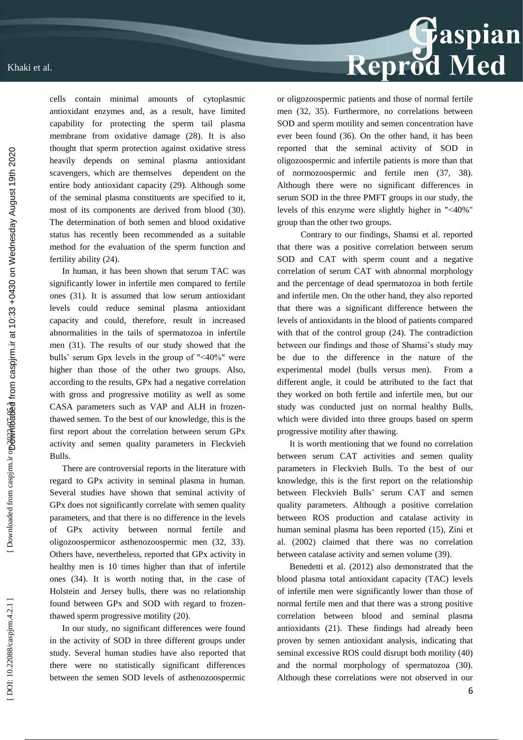cells contain minimal amounts of cytoplasmic antioxidant enzymes and, as a result, have limited capability for protecting the sperm tail plasma membrane from oxidative damage (28). It is also thought that sperm protection against oxidative stress heavily depends on seminal plasma antioxidant scavengers, which are themselves dependent on the entire body antioxidant capacity (29). Although some of the seminal plasma constituents are specified to it, most of its components are derived from blood (30). The determination of both semen and blood oxidative status has recently been recommended as a suitable method for the evaluation of the sperm function and fertility ability (24).

In human, it has been shown that serum TAC was significantly lower in infertile men compared to fertile ones (31). It is assumed that low serum antioxidant levels could reduce seminal plasma antioxidant capacity and could, therefore, result in increased abnormalities in the tails of spermatozoa in infertile men (31). The results of our study showed that the bulls' serum Gpx levels in the group of "<40%" were higher than those of the other two groups. Also, according to the results, GPx had a negative correlation with gross and progressive motility as well as some CASA parameters such as VAP and ALH in frozen-thawed semen. To the best of our knowledge, this is the first report about the correlation between serum GPx activity and semen quality parameters in Fleckvieh Bulls.

There are controversial reports in the literature with regard to GPx activity in seminal plasma in human. Several studies have shown that seminal activity of GPx does not significantly correlate with semen quality parameters, and that there is no difference in the levels of GPx activity between normal fertile and oligozoospermicor asthenozoospermic men (32, 33). Others have, nevertheless, reported that GPx activity in healthy men is 10 times higher than that of infertile ones (34). It is worth noting that, in the case of Holstein and Jersey bulls, there was no relationship found between GPx and SOD with regard to frozen-thawed sperm progressive motility (20).

In our study, no significant differences were found in the activity of SOD in three different groups under study. Several human studies have also reported that there were no statistically significant differences between the semen SOD levels of asthenozoospermic or oligozoospermic patients and those of normal fertile men (32, 35). Furthermore, no correlations between SOD and sperm motility and semen concentration have ever been found (36). On the other hand, it has been reported that the seminal activity of SOD in oligozoospermic and infertile patients is more than that of normozoospermic and fertile men (37, 38). Although there were no significant differences in serum SOD in the three PMFT groups in our study, the levels of this enzyme were slightly higher in "<40%" group than the other two groups.

Contrary to our findings, Shamsi et al. reported that there was a positive correlation between serum SOD and CAT with sperm count and a negative correlation of serum CAT with abnormal morphology and the percentage of dead spermatozoa in both fertile and infertile men. On the other hand, they also reported that there was a significant difference between the levels of antioxidants in the blood of patients compared with that of the control group (24). The contradiction between our findings and those of Shamsi's study may be due to the difference in the nature of the experimental model (bulls versus men). From a different angle, it could be attributed to the fact that they worked on both fertile and infertile men, but our study was conducted just on normal healthy Bulls, which were divided into three groups based on sperm progressive motility after thawing.

It is worth mentioning that we found no correlation between serum CAT activities and semen quality parameters in Fleckvieh Bulls. To the best of our knowledge, this is the first report on the relationship between Fleckvieh Bulls' serum CAT and semen quality parameters. Although a positive correlation between ROS production and catalase activity in human seminal plasma has been reported (15), Zini et al. (2002) claimed that there was no correlation between catalase activity and semen volume (39).

Benedetti et al. (2012) also demonstrated that the blood plasma total antioxidant capacity (TAC) levels of infertile men were significantly lower than those of normal fertile men and that there was a strong positive correlation between blood and seminal plasma antioxidants (21). These findings had already been proven by semen antioxidant analysis, indicating that seminal excessive ROS could disrupt both motility (40) and the normal morphology of spermatozoa (30). Although these correlations were not observed in our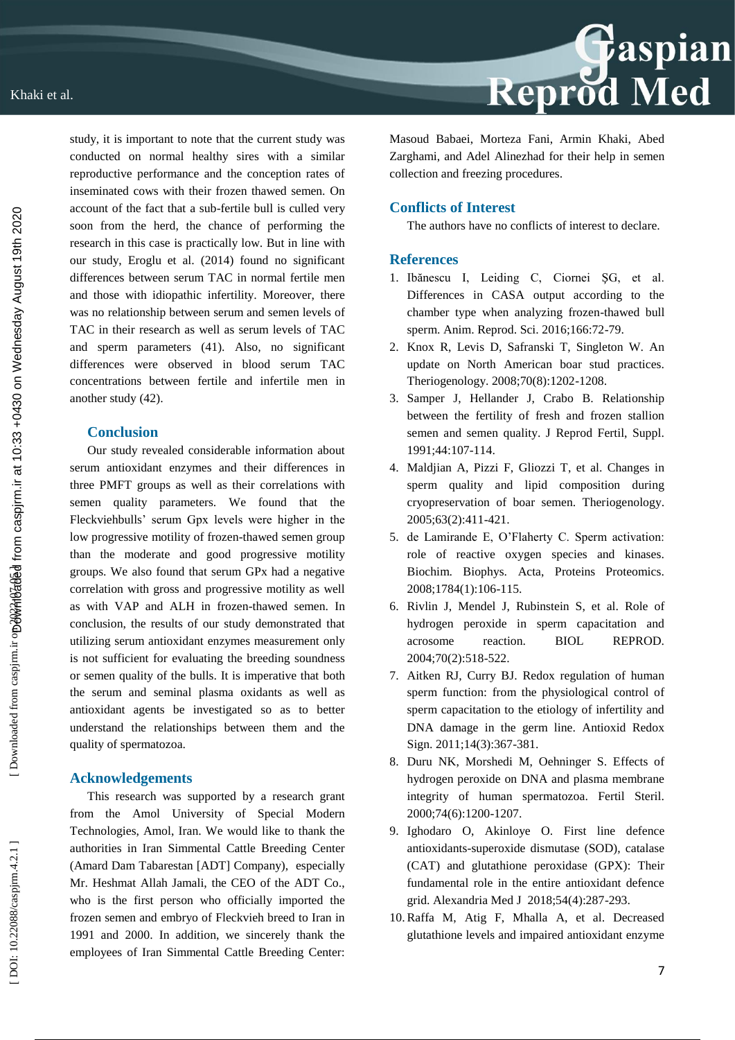study, it is important to note that the current study was conducted on normal healthy sires with a similar reproductive performance and the conception rates of inseminated cows with their frozen thawed semen. On account of the fact that a sub-fertile bull is culled very soon from the herd, the chance of performing the research in this case is practically low. But in line with our study, Eroglu et al. (2014) found no significant differences between serum TAC in normal fertile men and those with idiopathic infertility. Moreover, there was no relationship between serum and semen levels of TAC in their research as well as serum levels of TAC and sperm parameters (41). Also, no significant differences were observed in blood serum TAC concentrations between fertile and infertile men in another study (42).

## Conclusion

Our study revealed considerable information about serum antioxidant enzymes and their differences in three PMFT groups as well as their correlations with semen quality parameters. We found that the Fleckviehbulls' serum Gpx levels were higher in the low progressive motility of frozen-thawed semen group than the moderate and good progressive motility groups. We also found that serum GPx had a negative correlation with gross and progressive motility as well as with VAP and ALH in frozen-thawed semen. In conclusion, the results of our study demonstrated that utilizing serum antioxidant enzymes measurement only is not sufficient for evaluating the breeding soundness or semen quality of the bulls. It is imperative that both the serum and seminal plasma oxidants as well as antioxidant agents be investigated so as to better understand the relationships between them and the quality of spermatozoa.

## Acknowledgements

This research was supported by a research grant from the Amol University of Special Modern Technologies, Amol, Iran. We would like to thank the authorities in Iran Simmental Cattle Breeding Center (Amard Dam Tabarestan [ADT] Company), especially Mr. Heshmat Allah Jamali, the CEO of the ADT Co., who is the first person who officially imported the frozen semen and embryo of Fleckvieh breed to Iran in 1991 and 2000. In addition, we sincerely thank the employees of Iran Simmental Cattle Breeding Center: Masoud Babaei, Morteza Fani, Armin Khaki, Abed Zarghami, and Adel Alinezhad for their help in semen collection and freezing procedures.

## Conflicts of Interest

The authors have no conflicts of interest to declare.

## References

1. Ibănescu I, Leiding C, Ciornei ŞG, et al. Differences in CASA output according to the chamber type when analyzing frozen-thawed bull sperm. Anim. Reprod. Sci. 2016;166:72-79.
2. Knox R, Levis D, Safranski T, Singleton W. An update on North American boar stud practices. Theriogenology. 2008;70(8):1202-1208.
3. Samper J, Hellander J, Crabo B. Relationship between the fertility of fresh and frozen stallion semen and semen quality. J Reprod Fertil, Suppl. 1991;44:107-114.
4. Maldjian A, Pizzi F, Gliozzi T, et al. Changes in sperm quality and lipid composition during cryopreservation of boar semen. Theriogenology. 2005;63(2):411-421.
5. de Lamirande E, O'Flaherty C. Sperm activation: role of reactive oxygen species and kinases. Biochim. Biophys. Acta, Proteins Proteomics. 2008;1784(1):106-115.
6. Rivlin J, Mendel J, Rubinstein S, et al. Role of hydrogen peroxide in sperm capacitation and acrosome reaction. BIOL REPROD. 2004;70(2):518-522.
7. Aitken RJ, Curry BJ. Redox regulation of human sperm function: from the physiological control of sperm capacitation to the etiology of infertility and DNA damage in the germ line. Antioxid Redox Sign. 2011;14(3):367-381.
8. Duru NK, Morshedi M, Oehninger S. Effects of hydrogen peroxide on DNA and plasma membrane integrity of human spermatozoa. Fertil Steril. 2000;74(6):1200-1207.
9. Ighodaro O, Akinloye O. First line defence antioxidants-superoxide dismutase (SOD), catalase (CAT) and glutathione peroxidase (GPX): Their fundamental role in the entire antioxidant defence grid. Alexandria Med J 2018;54(4):287-293.
10. Raffa M, Atig F, Mhalla A, et al. Decreased glutathione levels and impaired antioxidant enzyme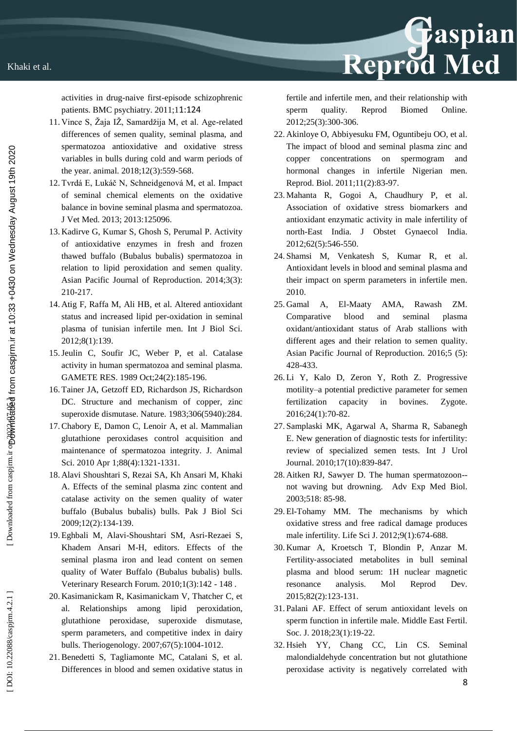activities in drug-naive first-episode schizophrenic patients. BMC psychiatry. 2011;11:124

11. Vince S, Žaja IŽ, Samardžija M, et al. Age-related differences of semen quality, seminal plasma, and spermatozoa antioxidative and oxidative stress variables in bulls during cold and warm periods of the year. animal. 2018;12(3):559-568.
12. Tvrdá E, Lukáč N, Schneidgenová M, et al. Impact of seminal chemical elements on the oxidative balance in bovine seminal plasma and spermatozoa. J Vet Med. 2013; 2013:125096.
13. Kadirve G, Kumar S, Ghosh S, Perumal P. Activity of antioxidative enzymes in fresh and frozen thawed buffalo (Bubalus bubalis) spermatozoa in relation to lipid peroxidation and semen quality. Asian Pacific Journal of Reproduction. 2014;3(3): 210-217.
14. Atig F, Raffa M, Ali HB, et al. Altered antioxidant status and increased lipid per-oxidation in seminal plasma of tunisian infertile men. Int J Biol Sci. 2012;8(1):139.
15. Jeulin C, Soufir JC, Weber P, et al. Catalase activity in human spermatozoa and seminal plasma. GAMETE RES. 1989 Oct;24(2):185-196.
16. Tainer JA, Getzoff ED, Richardson JS, Richardson DC. Structure and mechanism of copper, zinc superoxide dismutase. Nature. 1983;306(5940):284.
17. Chabory E, Damon C, Lenoir A, et al. Mammalian glutathione peroxidases control acquisition and maintenance of spermatozoa integrity. J. Animal Sci. 2010 Apr 1;88(4):1321-1331.
18. Alavi Shoushtari S, Rezai SA, Kh Ansari M, Khaki A. Effects of the seminal plasma zinc content and catalase activity on the semen quality of water buffalo (Bubalus bubalis) bulls. Pak J Biol Sci 2009;12(2):134-139.
19. Eghbali M, Alavi-Shoushtari SM, Asri-Rezaei S, Khadem Ansari M-H, editors. Effects of the seminal plasma iron and lead content on semen quality of Water Buffalo (Bubalus bubalis) bulls. Veterinary Research Forum. 2010;1(3):142 - 148 .
20. Kasimanickam R, Kasimanickam V, Thatcher C, et al. Relationships among lipid peroxidation, glutathione peroxidase, superoxide dismutase, sperm parameters, and competitive index in dairy bulls. Theriogenology. 2007;67(5):1004-1012.
21. Benedetti S, Tagliamonte MC, Catalani S, et al. Differences in blood and semen oxidative status in fertile and infertile men, and their relationship with sperm quality. Reprod Biomed Online. 2012;25(3):300-306.
22. Akinloye O, Abbiyesuku FM, Oguntibeju OO, et al. The impact of blood and seminal plasma zinc and copper concentrations on spermogram and hormonal changes in infertile Nigerian men. Reprod. Biol. 2011;11(2):83-97.
23. Mahanta R, Gogoi A, Chaudhury P, et al. Association of oxidative stress biomarkers and antioxidant enzymatic activity in male infertility of north-East India. J Obstet Gynaecol India. 2012;62(5):546-550.
24. Shamsi M, Venkatesh S, Kumar R, et al. Antioxidant levels in blood and seminal plasma and their impact on sperm parameters in infertile men. 2010.
25. Gamal A, El-Maaty AMA, Rawash ZM. Comparative blood and seminal plasma oxidant/antioxidant status of Arab stallions with different ages and their relation to semen quality. Asian Pacific Journal of Reproduction. 2016;5 (5): 428-433.
26. Li Y, Kalo D, Zeron Y, Roth Z. Progressive motility–a potential predictive parameter for semen fertilization capacity in bovines. Zygote. 2016;24(1):70-82.
27. Samplaski MK, Agarwal A, Sharma R, Sabanegh E. New generation of diagnostic tests for infertility: review of specialized semen tests. Int J Urol Journal. 2010;17(10):839-847.
28. Aitken RJ, Sawyer D. The human spermatozoon--not waving but drowning. Adv Exp Med Biol. 2003;518: 85-98.
29. El-Tohamy MM. The mechanisms by which oxidative stress and free radical damage produces male infertility. Life Sci J. 2012;9(1):674-688.
30. Kumar A, Kroetsch T, Blondin P, Anzar M. Fertility-associated metabolites in bull seminal plasma and blood serum: 1H nuclear magnetic resonance analysis. Mol Reprod Dev. 2015;82(2):123-131.
31. Palani AF. Effect of serum antioxidant levels on sperm function in infertile male. Middle East Fertil. Soc. J. 2018;23(1):19-22.
32. Hsieh YY, Chang CC, Lin CS. Seminal malondialdehyde concentration but not glutathione peroxidase activity is negatively correlated with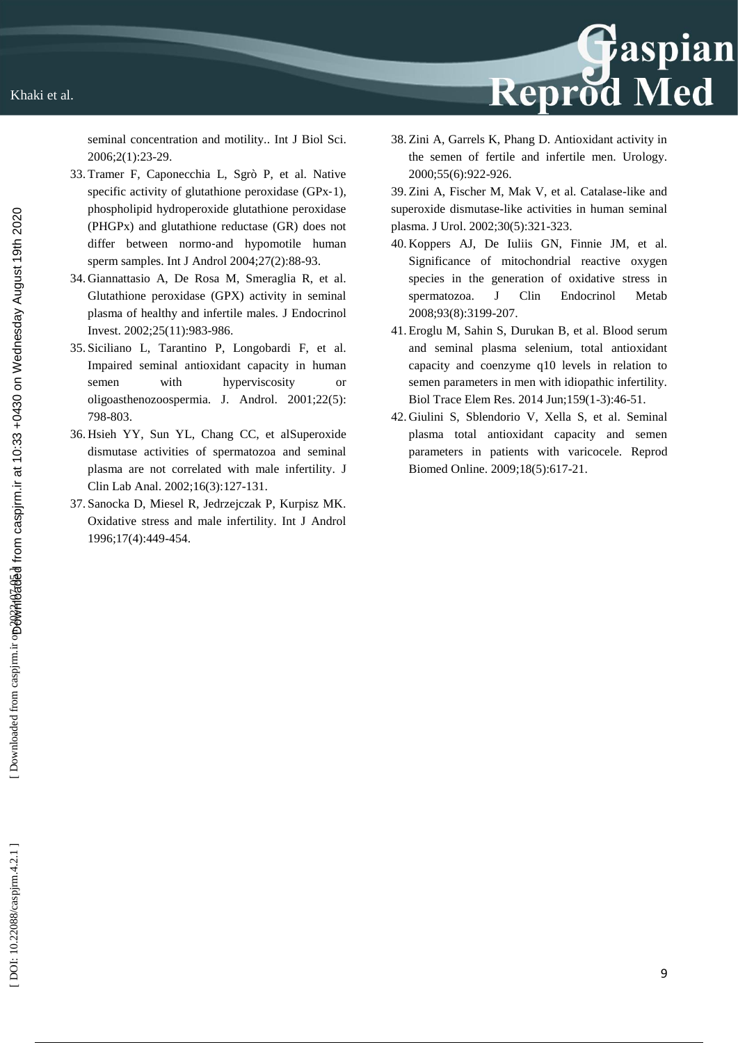seminal concentration and motility.. Int J Biol Sci. 2006;2(1):23-29.

33. Tramer F, Caponecchia L, Sgrò P, et al. Native specific activity of glutathione peroxidase (GPx-1), phospholipid hydroperoxide glutathione peroxidase (PHGPx) and glutathione reductase (GR) does not differ between normo-and hypomotile human sperm samples. Int J Androl 2004;27(2):88-93.
34. Giannattasio A, De Rosa M, Smeraglia R, et al. Glutathione peroxidase (GPX) activity in seminal plasma of healthy and infertile males. J Endocrinol Invest. 2002;25(11):983-986.
35. Siciliano L, Tarantino P, Longobardi F, et al. Impaired seminal antioxidant capacity in human semen with hyperviscosity or oligoasthenozoospermia. J. Androl. 2001;22(5): 798-803.
36. Hsieh YY, Sun YL, Chang CC, et alSuperoxide dismutase activities of spermatozoa and seminal plasma are not correlated with male infertility. J Clin Lab Anal. 2002;16(3):127-131.
37. Sanocka D, Miesel R, Jedrzejczak P, Kurpisz MK. Oxidative stress and male infertility. Int J Androl 1996;17(4):449-454.
38. Zini A, Garrels K, Phang D. Antioxidant activity in the semen of fertile and infertile men. Urology. 2000;55(6):922-926.
39. Zini A, Fischer M, Mak V, et al. Catalase-like and superoxide dismutase-like activities in human seminal plasma. J Urol. 2002;30(5):321-323.
40. Koppers AJ, De Iuliis GN, Finnie JM, et al. Significance of mitochondrial reactive oxygen species in the generation of oxidative stress in spermatozoa. J Clin Endocrinol Metab 2008;93(8):3199-207.
41. Eroglu M, Sahin S, Durukan B, et al. Blood serum and seminal plasma selenium, total antioxidant capacity and coenzyme q10 levels in relation to semen parameters in men with idiopathic infertility. Biol Trace Elem Res. 2014 Jun;159(1-3):46-51.
42. Giulini S, Sblendorio V, Xella S, et al. Seminal plasma total antioxidant capacity and semen parameters in patients with varicocele. Reprod Biomed Online. 2009;18(5):617-21.